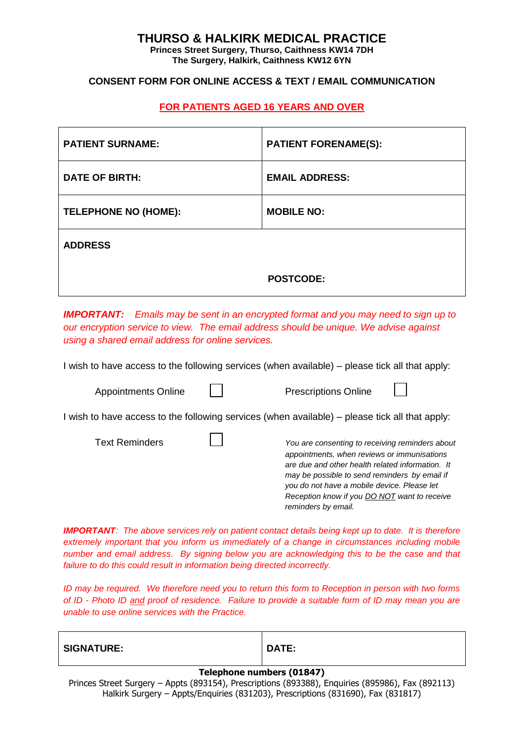# THURSO & HALKIRK MEDICAL PRACTICE

**Princes Street Surgery, Thurso, Caithness KW14 7DH**
**The Surgery, Halkirk, Caithness KW12 6YN**

## CONSENT FORM FOR ONLINE ACCESS & TEXT / EMAIL COMMUNICATION

**FOR PATIENTS AGED 16 YEARS AND OVER**

| PATIENT SURNAME: | PATIENT FORENAME(S): |
|---|---|
| DATE OF BIRTH: | EMAIL ADDRESS: |
| TELEPHONE NO (HOME): | MOBILE NO: |
| ADDRESS | |
| | POSTCODE: |

***IMPORTANT:*** *Emails may be sent in an encrypted format and you may need to sign up to our encryption service to view. The email address should be unique. We advise against using a shared email address for online services.*

I wish to have access to the following services (when available) – please tick all that apply:

Appointments Online ☐ Prescriptions Online ☐

I wish to have access to the following services (when available) – please tick all that apply:

Text Reminders ☐

*You are consenting to receiving reminders about appointments, when reviews or immunisations are due and other health related information. It may be possible to send reminders by email if you do not have a mobile device. Please let Reception know if you DO NOT want to receive reminders by email.*

***IMPORTANT****: The above services rely on patient contact details being kept up to date. It is therefore extremely important that you inform us immediately of a change in circumstances including mobile number and email address. By signing below you are acknowledging this to be the case and that failure to do this could result in information being directed incorrectly.*

*ID may be required. We therefore need you to return this form to Reception in person with two forms of ID - Photo ID and proof of residence. Failure to provide a suitable form of ID may mean you are unable to use online services with the Practice.*

| SIGNATURE: | DATE: |
|---|---|

**Telephone numbers (01847)**

Princes Street Surgery – Appts (893154), Prescriptions (893388), Enquiries (895986), Fax (892113)
Halkirk Surgery – Appts/Enquiries (831203), Prescriptions (831690), Fax (831817)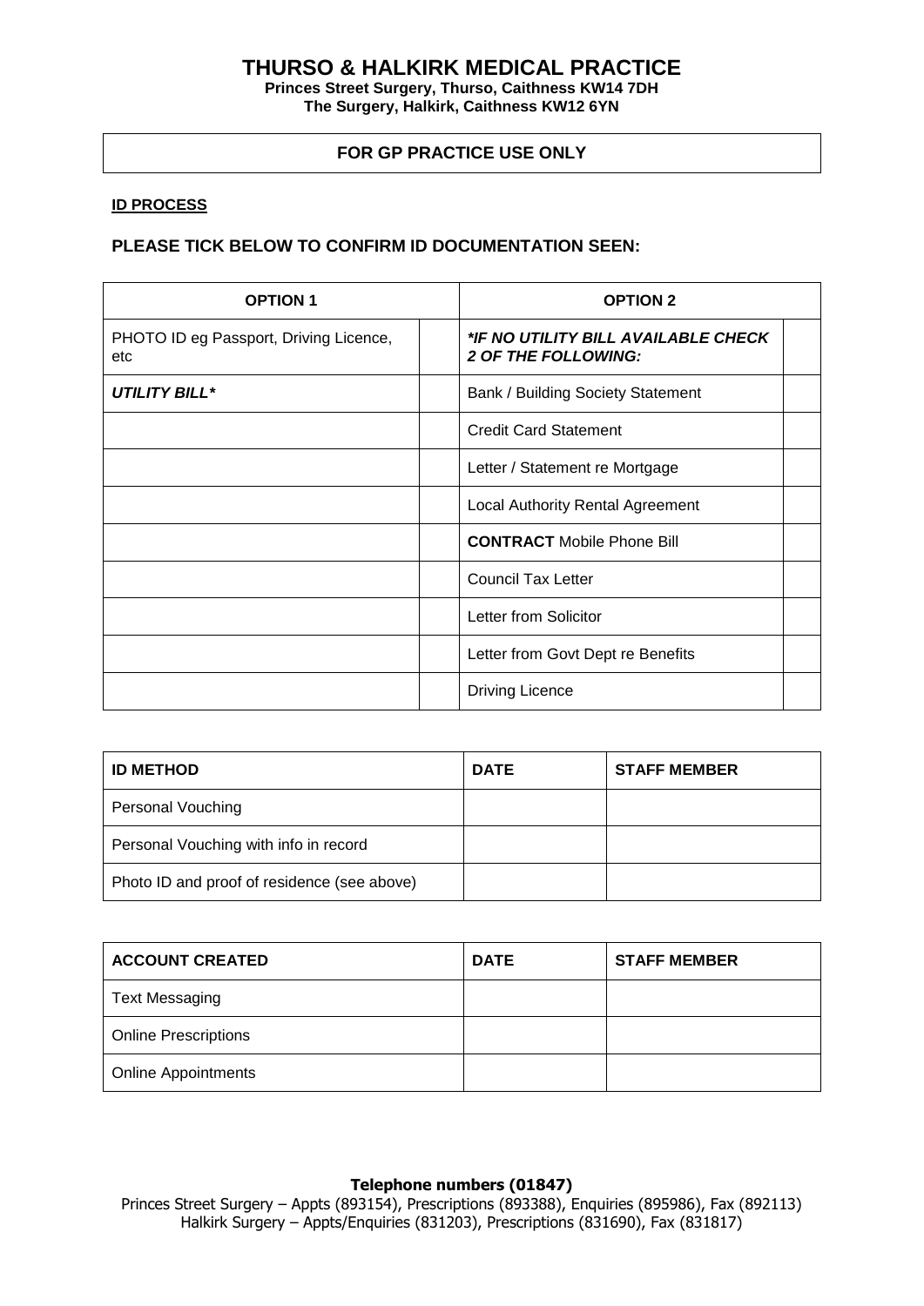# THURSO & HALKIRK MEDICAL PRACTICE

**Princes Street Surgery, Thurso, Caithness KW14 7DH**
**The Surgery, Halkirk, Caithness KW12 6YN**

**FOR GP PRACTICE USE ONLY**

**ID PROCESS**

**PLEASE TICK BELOW TO CONFIRM ID DOCUMENTATION SEEN:**

| **OPTION 1** | | **OPTION 2** | |
|---|---|---|---|
| PHOTO ID eg Passport, Driving Licence, etc | | ***\*IF NO UTILITY BILL AVAILABLE CHECK 2 OF THE FOLLOWING:*** | |
| ***UTILITY BILL\**** | | Bank / Building Society Statement | |
| | | Credit Card Statement | |
| | | Letter / Statement re Mortgage | |
| | | Local Authority Rental Agreement | |
| | | **CONTRACT** Mobile Phone Bill | |
| | | Council Tax Letter | |
| | | Letter from Solicitor | |
| | | Letter from Govt Dept re Benefits | |
| | | Driving Licence | |

| **ID METHOD** | **DATE** | **STAFF MEMBER** |
|---|---|---|
| Personal Vouching | | |
| Personal Vouching with info in record | | |
| Photo ID and proof of residence (see above) | | |

| **ACCOUNT CREATED** | **DATE** | **STAFF MEMBER** |
|---|---|---|
| Text Messaging | | |
| Online Prescriptions | | |
| Online Appointments | | |

**Telephone numbers (01847)**

Princes Street Surgery – Appts (893154), Prescriptions (893388), Enquiries (895986), Fax (892113)
Halkirk Surgery – Appts/Enquiries (831203), Prescriptions (831690), Fax (831817)